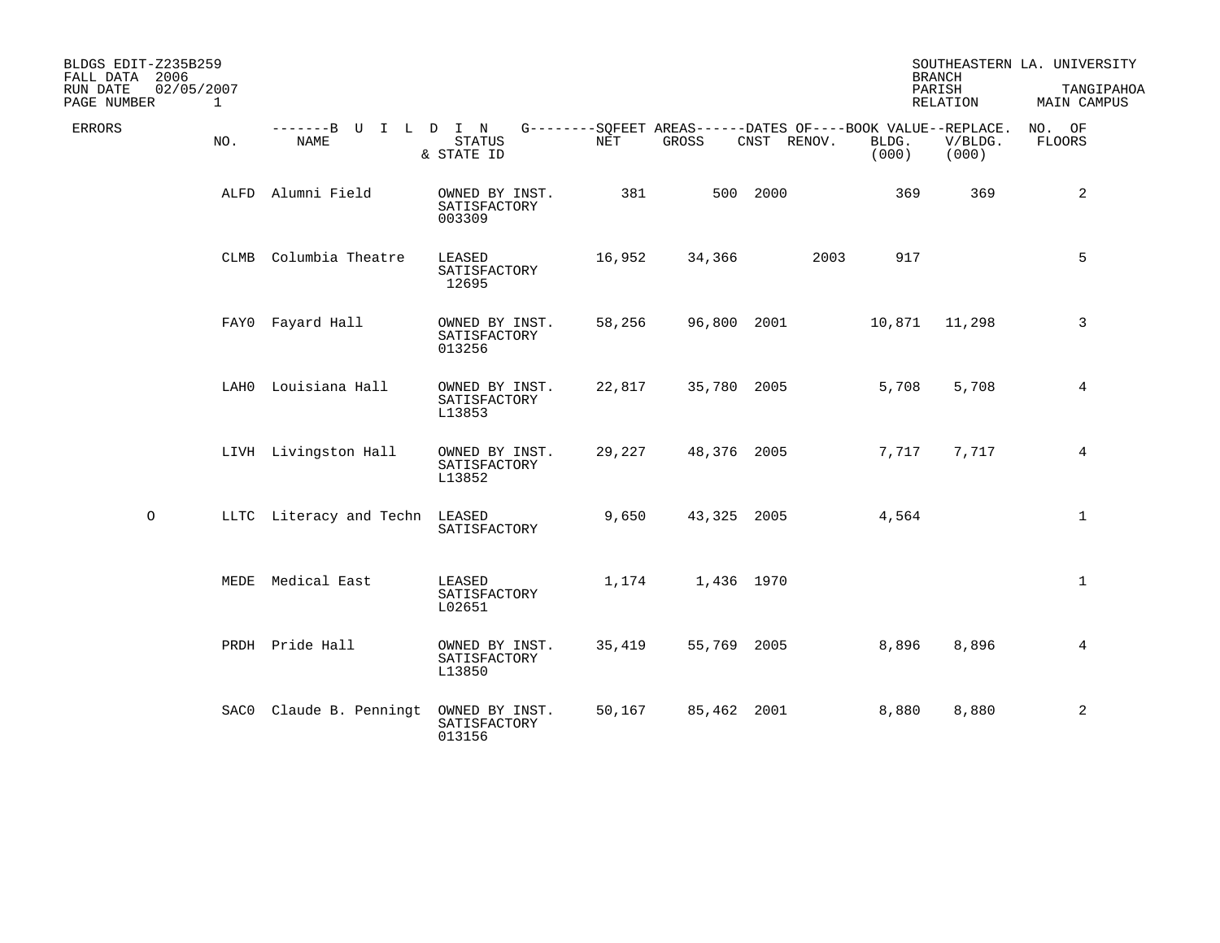BLDGS EDIT-Z235B259
FALL DATA 2006
RUN DATE 02/05/2007
PAGE NUMBER 1

SOUTHEASTERN LA. UNIVERSITY
BRANCH
PARISH TANGIPAHOA
RELATION MAIN CAMPUS

| ERRORS | NO. | NAME | STATUS & STATE ID | NET | GROSS | CNST | RENOV. | BOOK VALUE BLDG. (000) | REPLACE. V/BLDG. (000) | NO. OF FLOORS |
|---|---|---|---|---|---|---|---|---|---|---|
| | ALFD | Alumni Field | OWNED BY INST. SATISFACTORY 003309 | 381 | 500 | 2000 | | 369 | 369 | 2 |
| | CLMB | Columbia Theatre | LEASED SATISFACTORY 12695 | 16,952 | 34,366 | | 2003 | 917 | | 5 |
| | FAY0 | Fayard Hall | OWNED BY INST. SATISFACTORY 013256 | 58,256 | 96,800 | 2001 | | 10,871 | 11,298 | 3 |
| | LAH0 | Louisiana Hall | OWNED BY INST. SATISFACTORY L13853 | 22,817 | 35,780 | 2005 | | 5,708 | 5,708 | 4 |
| | LIVH | Livingston Hall | OWNED BY INST. SATISFACTORY L13852 | 29,227 | 48,376 | 2005 | | 7,717 | 7,717 | 4 |
| O | LLTC | Literacy and Techn | LEASED SATISFACTORY | 9,650 | 43,325 | 2005 | | 4,564 | | 1 |
| | MEDE | Medical East | LEASED SATISFACTORY L02651 | 1,174 | 1,436 | 1970 | | | | 1 |
| | PRDH | Pride Hall | OWNED BY INST. SATISFACTORY L13850 | 35,419 | 55,769 | 2005 | | 8,896 | 8,896 | 4 |
| | SAC0 | Claude B. Penningt | OWNED BY INST. SATISFACTORY 013156 | 50,167 | 85,462 | 2001 | | 8,880 | 8,880 | 2 |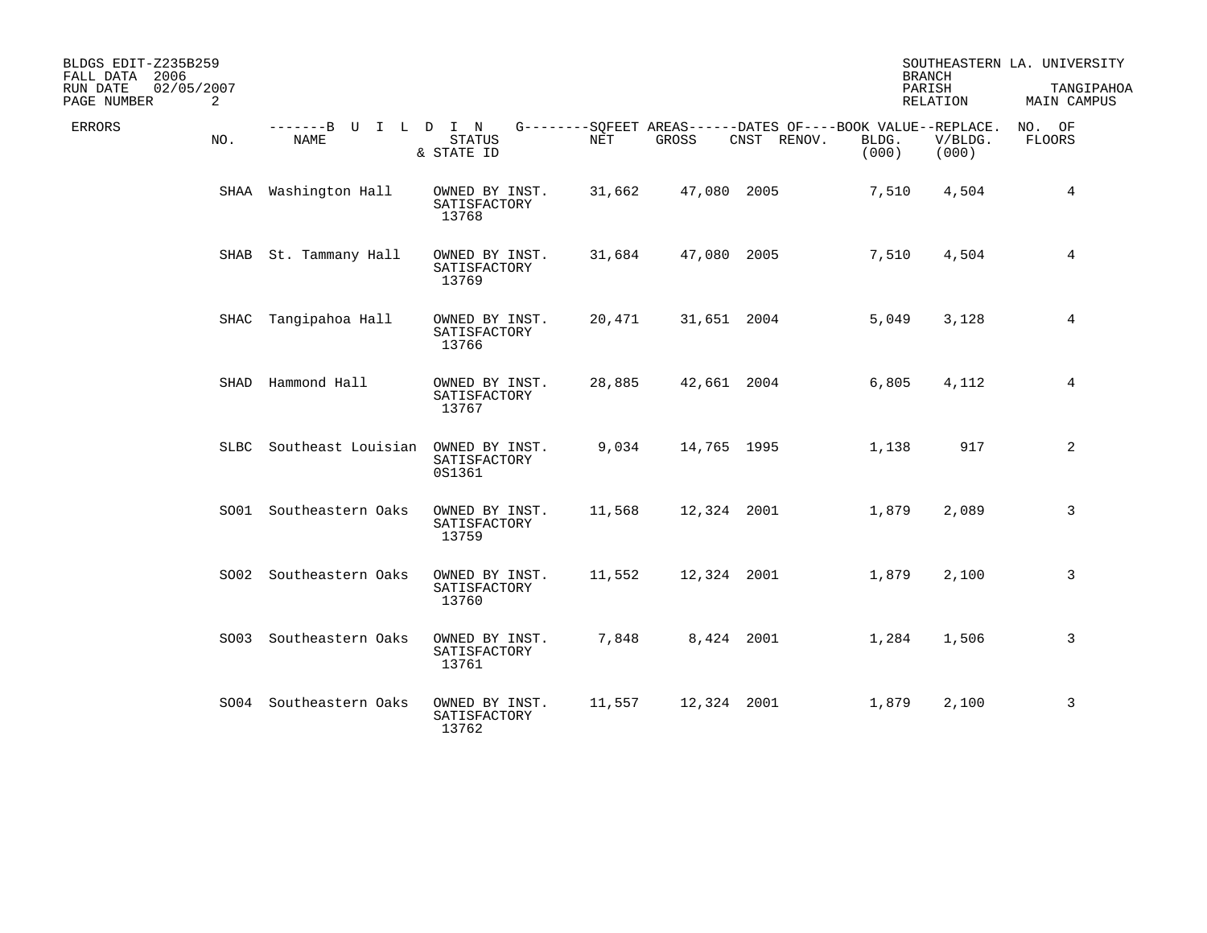BLDGS EDIT-Z235B259
FALL DATA 2006
RUN DATE 02/05/2007

SOUTHEASTERN LA. UNIVERSITY
BRANCH
PARISH TANGIPAHOA
RELATION MAIN CAMPUS

| ERRORS | NO. | NAME | STATUS & STATE ID | NET | GROSS | CNST | RENOV. | BOOK VALUE BLDG. (000) | REPLACE. V/BLDG. (000) | NO. OF FLOORS |
|---|---|---|---|---|---|---|---|---|---|---|
| | SHAA | Washington Hall | OWNED BY INST. SATISFACTORY 13768 | 31,662 | 47,080 | 2005 | | 7,510 | 4,504 | 4 |
| | SHAB | St. Tammany Hall | OWNED BY INST. SATISFACTORY 13769 | 31,684 | 47,080 | 2005 | | 7,510 | 4,504 | 4 |
| | SHAC | Tangipahoa Hall | OWNED BY INST. SATISFACTORY 13766 | 20,471 | 31,651 | 2004 | | 5,049 | 3,128 | 4 |
| | SHAD | Hammond Hall | OWNED BY INST. SATISFACTORY 13767 | 28,885 | 42,661 | 2004 | | 6,805 | 4,112 | 4 |
| | SLBC | Southeast Louisian | OWNED BY INST. SATISFACTORY 0S1361 | 9,034 | 14,765 | 1995 | | 1,138 | 917 | 2 |
| | SO01 | Southeastern Oaks | OWNED BY INST. SATISFACTORY 13759 | 11,568 | 12,324 | 2001 | | 1,879 | 2,089 | 3 |
| | SO02 | Southeastern Oaks | OWNED BY INST. SATISFACTORY 13760 | 11,552 | 12,324 | 2001 | | 1,879 | 2,100 | 3 |
| | SO03 | Southeastern Oaks | OWNED BY INST. SATISFACTORY 13761 | 7,848 | 8,424 | 2001 | | 1,284 | 1,506 | 3 |
| | SO04 | Southeastern Oaks | OWNED BY INST. SATISFACTORY 13762 | 11,557 | 12,324 | 2001 | | 1,879 | 2,100 | 3 |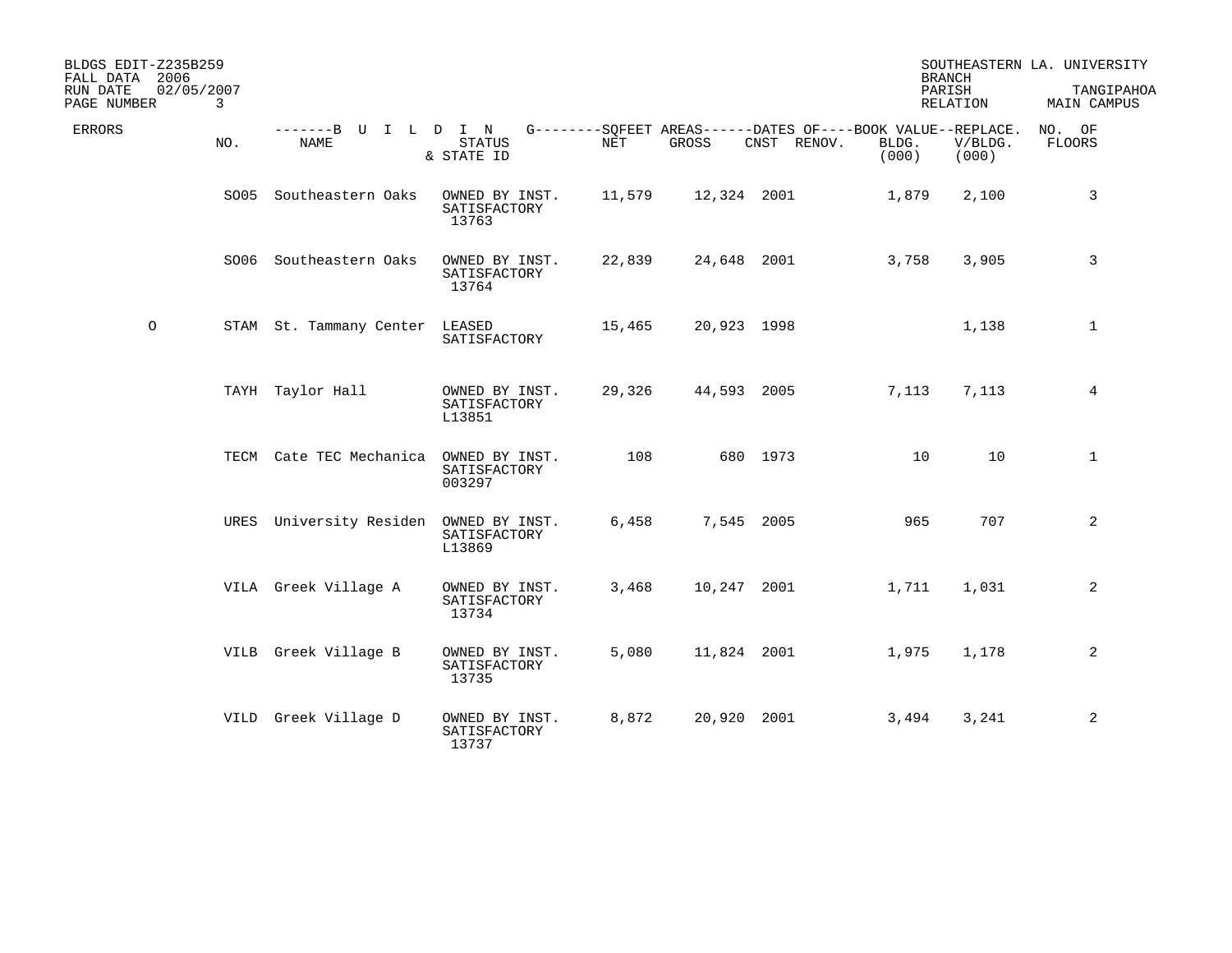BLDGS EDIT-Z235B259
FALL DATA 2006
RUN DATE 02/05/2007

SOUTHEASTERN LA. UNIVERSITY
BRANCH
PARISH TANGIPAHOA
RELATION MAIN CAMPUS

| ERRORS | NO. | BUILDING NAME | STATUS & STATE ID | SQFEET AREAS NET | SQFEET AREAS GROSS | DATES OF CNST | DATES OF RENOV. | BOOK VALUE BLDG. (000) | REPLACE. V/BLDG. (000) | NO. OF FLOORS |
|---|---|---|---|---|---|---|---|---|---|---|
| | SO05 | Southeastern Oaks | OWNED BY INST. SATISFACTORY 13763 | 11,579 | 12,324 | 2001 | | 1,879 | 2,100 | 3 |
| | SO06 | Southeastern Oaks | OWNED BY INST. SATISFACTORY 13764 | 22,839 | 24,648 | 2001 | | 3,758 | 3,905 | 3 |
| O | STAM | St. Tammany Center | LEASED SATISFACTORY | 15,465 | 20,923 | 1998 | | | 1,138 | 1 |
| | TAYH | Taylor Hall | OWNED BY INST. SATISFACTORY L13851 | 29,326 | 44,593 | 2005 | | 7,113 | 7,113 | 4 |
| | TECM | Cate TEC Mechanica | OWNED BY INST. SATISFACTORY 003297 | 108 | 680 | 1973 | | 10 | 10 | 1 |
| | URES | University Residen | OWNED BY INST. SATISFACTORY L13869 | 6,458 | 7,545 | 2005 | | 965 | 707 | 2 |
| | VILA | Greek Village A | OWNED BY INST. SATISFACTORY 13734 | 3,468 | 10,247 | 2001 | | 1,711 | 1,031 | 2 |
| | VILB | Greek Village B | OWNED BY INST. SATISFACTORY 13735 | 5,080 | 11,824 | 2001 | | 1,975 | 1,178 | 2 |
| | VILD | Greek Village D | OWNED BY INST. SATISFACTORY 13737 | 8,872 | 20,920 | 2001 | | 3,494 | 3,241 | 2 |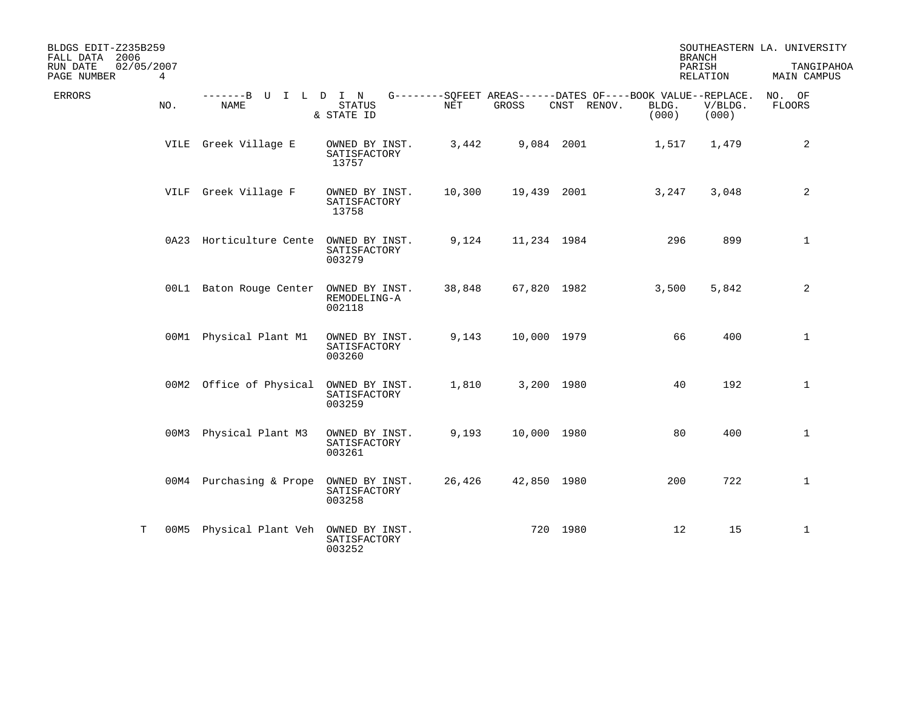BLDGS EDIT-Z235B259
FALL DATA 2006
RUN DATE 02/05/2007

SOUTHEASTERN LA. UNIVERSITY
BRANCH
PARISH TANGIPAHOA
RELATION MAIN CAMPUS

| ERRORS | NO. | NAME | STATUS & STATE ID | NET | GROSS | CNST | RENOV. | BLDG. (000) | V/BLDG. (000) | NO. OF FLOORS |
|---|---|---|---|---|---|---|---|---|---|---|
| | VILE | Greek Village E | OWNED BY INST. SATISFACTORY 13757 | 3,442 | 9,084 | 2001 | | 1,517 | 1,479 | 2 |
| | VILF | Greek Village F | OWNED BY INST. SATISFACTORY 13758 | 10,300 | 19,439 | 2001 | | 3,247 | 3,048 | 2 |
| | 0A23 | Horticulture Cente | OWNED BY INST. SATISFACTORY 003279 | 9,124 | 11,234 | 1984 | | 296 | 899 | 1 |
| | 00L1 | Baton Rouge Center | OWNED BY INST. REMODELING-A 002118 | 38,848 | 67,820 | 1982 | | 3,500 | 5,842 | 2 |
| | 00M1 | Physical Plant M1 | OWNED BY INST. SATISFACTORY 003260 | 9,143 | 10,000 | 1979 | | 66 | 400 | 1 |
| | 00M2 | Office of Physical | OWNED BY INST. SATISFACTORY 003259 | 1,810 | 3,200 | 1980 | | 40 | 192 | 1 |
| | 00M3 | Physical Plant M3 | OWNED BY INST. SATISFACTORY 003261 | 9,193 | 10,000 | 1980 | | 80 | 400 | 1 |
| | 00M4 | Purchasing & Prope | OWNED BY INST. SATISFACTORY 003258 | 26,426 | 42,850 | 1980 | | 200 | 722 | 1 |
| T | 00M5 | Physical Plant Veh | OWNED BY INST. SATISFACTORY 003252 | | 720 | 1980 | | 12 | 15 | 1 |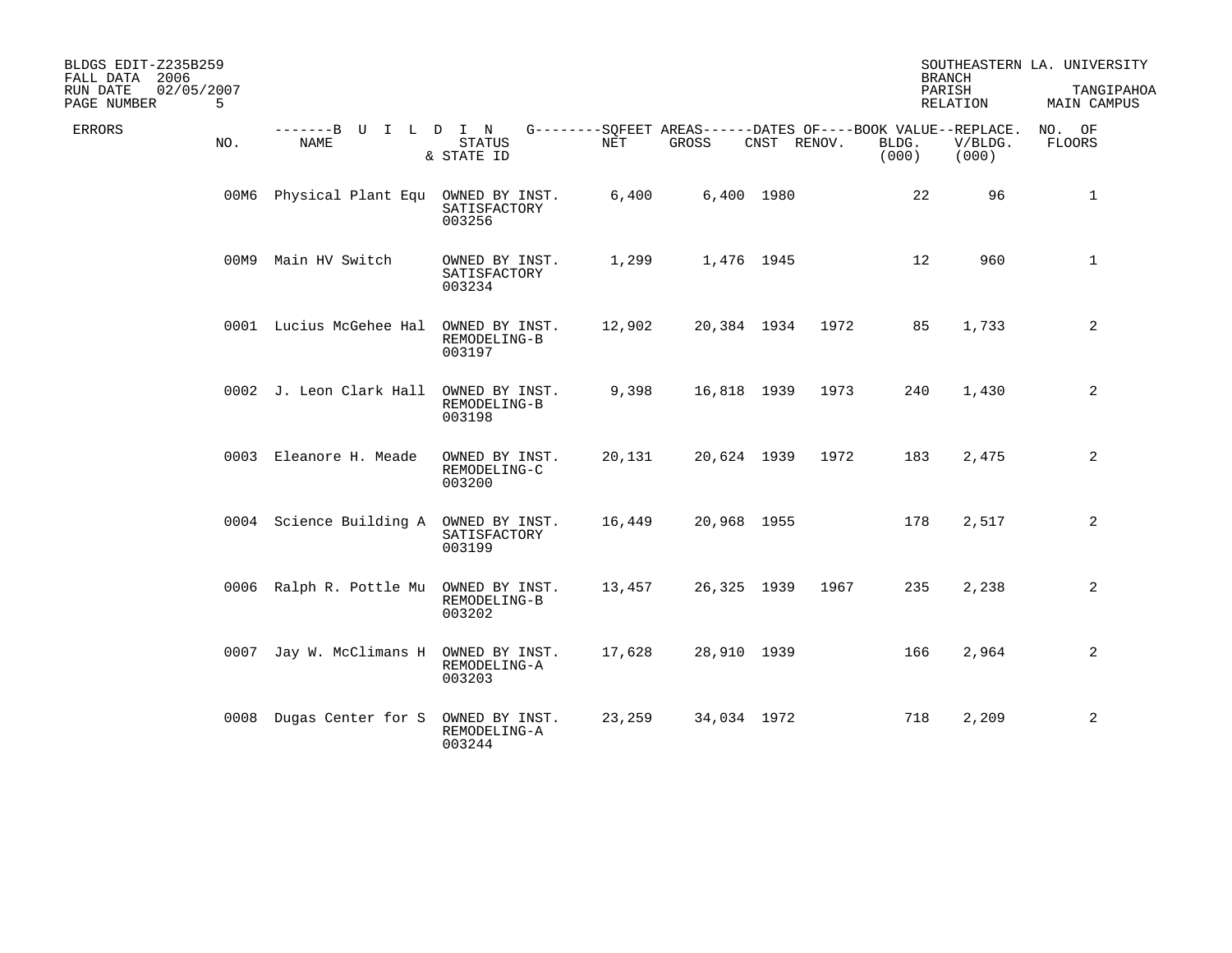BLDGS EDIT-Z235B259 SOUTHEASTERN LA. UNIVERSITY
FALL DATA 2006 BRANCH
RUN DATE 02/05/2007 PARISH TANGIPAHOA
PAGE NUMBER 5 RELATION MAIN CAMPUS

| ERRORS | NO. | BUILDING NAME | STATUS & STATE ID | SQFEET AREAS NET | SQFEET AREAS GROSS | DATES OF CNST | DATES OF RENOV. | BOOK VALUE BLDG. (000) | REPLACE. V/BLDG. (000) | NO. OF FLOORS |
|---|---|---|---|---|---|---|---|---|---|---|
| | 00M6 | Physical Plant Equ | OWNED BY INST. SATISFACTORY 003256 | 6,400 | 6,400 | 1980 | | 22 | 96 | 1 |
| | 00M9 | Main HV Switch | OWNED BY INST. SATISFACTORY 003234 | 1,299 | 1,476 | 1945 | | 12 | 960 | 1 |
| | 0001 | Lucius McGehee Hal | OWNED BY INST. REMODELING-B 003197 | 12,902 | 20,384 | 1934 | 1972 | 85 | 1,733 | 2 |
| | 0002 | J. Leon Clark Hall | OWNED BY INST. REMODELING-B 003198 | 9,398 | 16,818 | 1939 | 1973 | 240 | 1,430 | 2 |
| | 0003 | Eleanore H. Meade | OWNED BY INST. REMODELING-C 003200 | 20,131 | 20,624 | 1939 | 1972 | 183 | 2,475 | 2 |
| | 0004 | Science Building A | OWNED BY INST. SATISFACTORY 003199 | 16,449 | 20,968 | 1955 | | 178 | 2,517 | 2 |
| | 0006 | Ralph R. Pottle Mu | OWNED BY INST. REMODELING-B 003202 | 13,457 | 26,325 | 1939 | 1967 | 235 | 2,238 | 2 |
| | 0007 | Jay W. McClimans H | OWNED BY INST. REMODELING-A 003203 | 17,628 | 28,910 | 1939 | | 166 | 2,964 | 2 |
| | 0008 | Dugas Center for S | OWNED BY INST. REMODELING-A 003244 | 23,259 | 34,034 | 1972 | | 718 | 2,209 | 2 |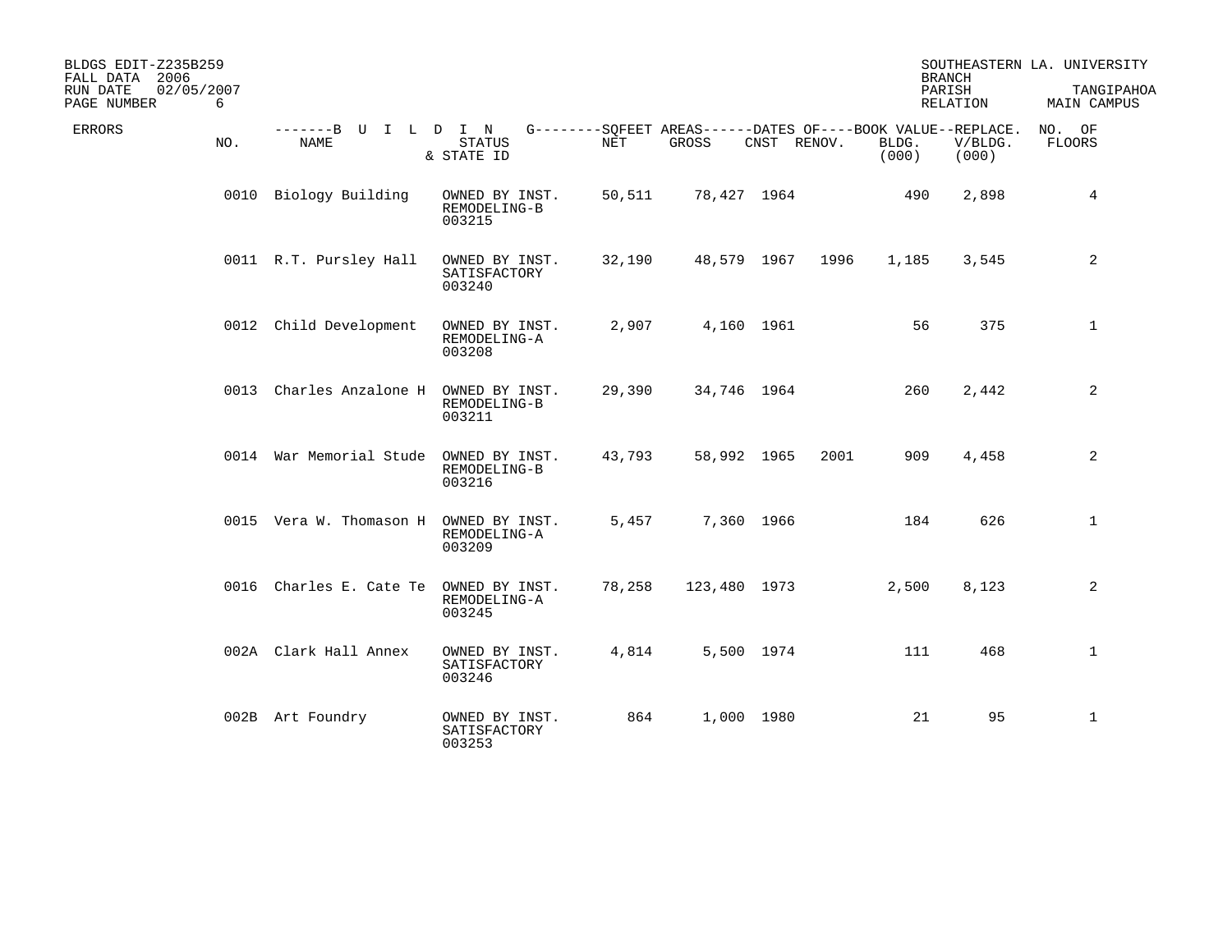BLDGS EDIT-Z235B259 FALL DATA 2006 RUN DATE 02/05/2007

SOUTHEASTERN LA. UNIVERSITY
BRANCH
PARISH TANGIPAHOA
RELATION MAIN CAMPUS

| ERRORS | NO. | BUILDING NAME | STATUS & STATE ID | SQFEET AREAS NET | SQFEET AREAS GROSS | DATES OF CNST | DATES OF RENOV. | BOOK VALUE BLDG. (000) | REPLACE. V/BLDG. (000) | NO. OF FLOORS |
|---|---|---|---|---|---|---|---|---|---|---|
| | 0010 | Biology Building | OWNED BY INST. REMODELING-B 003215 | 50,511 | 78,427 | 1964 | | 490 | 2,898 | 4 |
| | 0011 | R.T. Pursley Hall | OWNED BY INST. SATISFACTORY 003240 | 32,190 | 48,579 | 1967 | 1996 | 1,185 | 3,545 | 2 |
| | 0012 | Child Development | OWNED BY INST. REMODELING-A 003208 | 2,907 | 4,160 | 1961 | | 56 | 375 | 1 |
| | 0013 | Charles Anzalone H | OWNED BY INST. REMODELING-B 003211 | 29,390 | 34,746 | 1964 | | 260 | 2,442 | 2 |
| | 0014 | War Memorial Stude | OWNED BY INST. REMODELING-B 003216 | 43,793 | 58,992 | 1965 | 2001 | 909 | 4,458 | 2 |
| | 0015 | Vera W. Thomason H | OWNED BY INST. REMODELING-A 003209 | 5,457 | 7,360 | 1966 | | 184 | 626 | 1 |
| | 0016 | Charles E. Cate Te | OWNED BY INST. REMODELING-A 003245 | 78,258 | 123,480 | 1973 | | 2,500 | 8,123 | 2 |
| | 002A | Clark Hall Annex | OWNED BY INST. SATISFACTORY 003246 | 4,814 | 5,500 | 1974 | | 111 | 468 | 1 |
| | 002B | Art Foundry | OWNED BY INST. SATISFACTORY 003253 | 864 | 1,000 | 1980 | | 21 | 95 | 1 |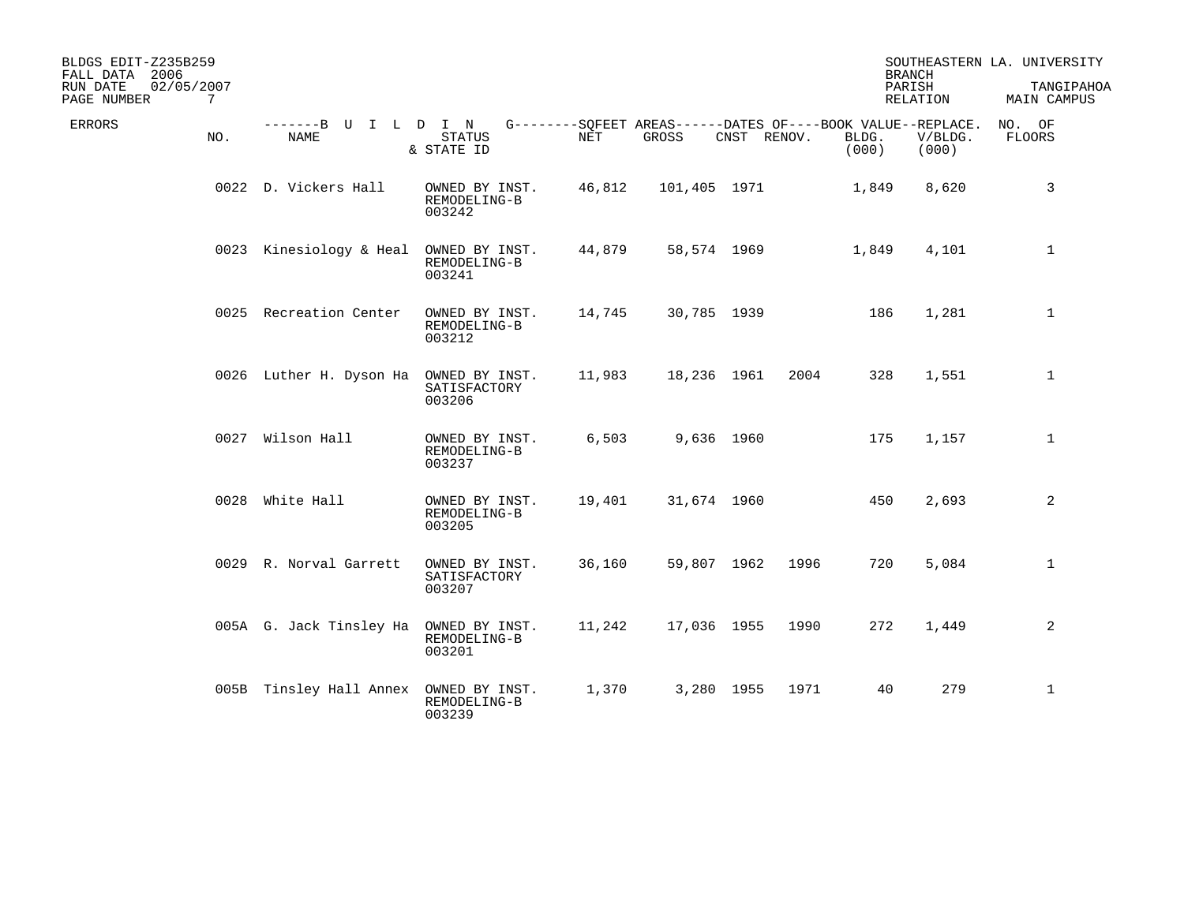BLDGS EDIT-Z235B259
FALL DATA 2006
RUN DATE 02/05/2007

SOUTHEASTERN LA. UNIVERSITY
BRANCH
PARISH TANGIPAHOA
RELATION MAIN CAMPUS

| ERRORS | NO. | NAME | STATUS & STATE ID | NET | GROSS | CNST | RENOV. | BLDG. (000) | V/BLDG. (000) | NO. OF FLOORS |
|---|---|---|---|---|---|---|---|---|---|---|
| | 0022 | D. Vickers Hall | OWNED BY INST. REMODELING-B 003242 | 46,812 | 101,405 | 1971 | | 1,849 | 8,620 | 3 |
| | 0023 | Kinesiology & Heal | OWNED BY INST. REMODELING-B 003241 | 44,879 | 58,574 | 1969 | | 1,849 | 4,101 | 1 |
| | 0025 | Recreation Center | OWNED BY INST. REMODELING-B 003212 | 14,745 | 30,785 | 1939 | | 186 | 1,281 | 1 |
| | 0026 | Luther H. Dyson Ha | OWNED BY INST. SATISFACTORY 003206 | 11,983 | 18,236 | 1961 | 2004 | 328 | 1,551 | 1 |
| | 0027 | Wilson Hall | OWNED BY INST. REMODELING-B 003237 | 6,503 | 9,636 | 1960 | | 175 | 1,157 | 1 |
| | 0028 | White Hall | OWNED BY INST. REMODELING-B 003205 | 19,401 | 31,674 | 1960 | | 450 | 2,693 | 2 |
| | 0029 | R. Norval Garrett | OWNED BY INST. SATISFACTORY 003207 | 36,160 | 59,807 | 1962 | 1996 | 720 | 5,084 | 1 |
| | 005A | G. Jack Tinsley Ha | OWNED BY INST. REMODELING-B 003201 | 11,242 | 17,036 | 1955 | 1990 | 272 | 1,449 | 2 |
| | 005B | Tinsley Hall Annex | OWNED BY INST. REMODELING-B 003239 | 1,370 | 3,280 | 1955 | 1971 | 40 | 279 | 1 |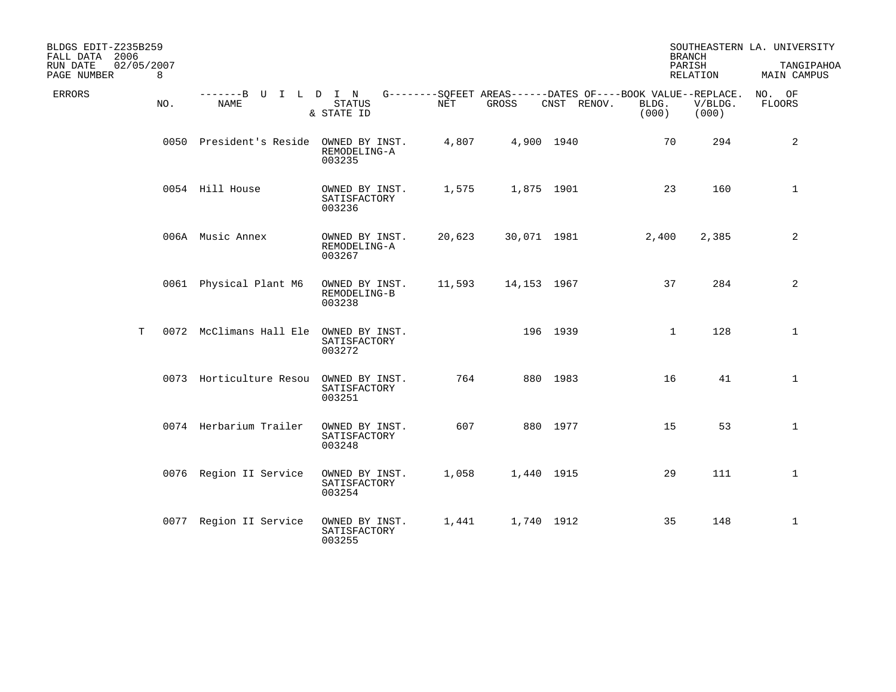BLDGS EDIT-Z235B259
FALL DATA 2006
RUN DATE 02/05/2007
PAGE NUMBER 8

SOUTHEASTERN LA. UNIVERSITY
BRANCH
PARISH TANGIPAHOA
RELATION MAIN CAMPUS

| ERRORS | NO. | NAME | STATUS & STATE ID | NET | GROSS | CNST | RENOV. | BOOK VALUE BLDG. (000) | REPLACE. V/BLDG. (000) | NO. OF FLOORS |
|---|---|---|---|---|---|---|---|---|---|---|
| | 0050 | President's Reside | OWNED BY INST. REMODELING-A 003235 | 4,807 | 4,900 | 1940 | | 70 | 294 | 2 |
| | 0054 | Hill House | OWNED BY INST. SATISFACTORY 003236 | 1,575 | 1,875 | 1901 | | 23 | 160 | 1 |
| | 006A | Music Annex | OWNED BY INST. REMODELING-A 003267 | 20,623 | 30,071 | 1981 | | 2,400 | 2,385 | 2 |
| | 0061 | Physical Plant M6 | OWNED BY INST. REMODELING-B 003238 | 11,593 | 14,153 | 1967 | | 37 | 284 | 2 |
| T | 0072 | McClimans Hall Ele | OWNED BY INST. SATISFACTORY 003272 | | 196 | 1939 | | 1 | 128 | 1 |
| | 0073 | Horticulture Resou | OWNED BY INST. SATISFACTORY 003251 | 764 | 880 | 1983 | | 16 | 41 | 1 |
| | 0074 | Herbarium Trailer | OWNED BY INST. SATISFACTORY 003248 | 607 | 880 | 1977 | | 15 | 53 | 1 |
| | 0076 | Region II Service | OWNED BY INST. SATISFACTORY 003254 | 1,058 | 1,440 | 1915 | | 29 | 111 | 1 |
| | 0077 | Region II Service | OWNED BY INST. SATISFACTORY 003255 | 1,441 | 1,740 | 1912 | | 35 | 148 | 1 |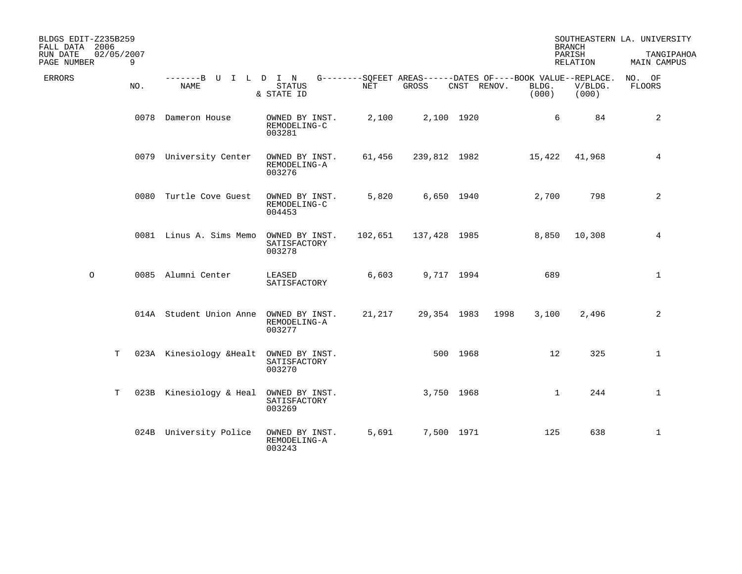BLDGS EDIT-Z235B259
FALL DATA 2006
RUN DATE 02/05/2007

SOUTHEASTERN LA. UNIVERSITY
BRANCH
PARISH TANGIPAHOA
RELATION MAIN CAMPUS

| ERRORS | NO. | BUILDING NAME | STATUS & STATE ID | SQFEET AREAS NET | GROSS | DATES OF CNST | RENOV. | BOOK VALUE BLDG. (000) | REPLACE. V/BLDG. (000) | NO. OF FLOORS |
|---|---|---|---|---|---|---|---|---|---|---|
| | 0078 | Dameron House | OWNED BY INST. REMODELING-C 003281 | 2,100 | 2,100 | 1920 | | 6 | 84 | 2 |
| | 0079 | University Center | OWNED BY INST. REMODELING-A 003276 | 61,456 | 239,812 | 1982 | | 15,422 | 41,968 | 4 |
| | 0080 | Turtle Cove Guest | OWNED BY INST. REMODELING-C 004453 | 5,820 | 6,650 | 1940 | | 2,700 | 798 | 2 |
| | 0081 | Linus A. Sims Memo | OWNED BY INST. SATISFACTORY 003278 | 102,651 | 137,428 | 1985 | | 8,850 | 10,308 | 4 |
| O | 0085 | Alumni Center | LEASED SATISFACTORY | 6,603 | 9,717 | 1994 | | 689 | | 1 |
| | 014A | Student Union Anne | OWNED BY INST. REMODELING-A 003277 | 21,217 | 29,354 | 1983 | 1998 | 3,100 | 2,496 | 2 |
| T | 023A | Kinesiology &Healt | OWNED BY INST. SATISFACTORY 003270 | | 500 | 1968 | | 12 | 325 | 1 |
| T | 023B | Kinesiology & Heal | OWNED BY INST. SATISFACTORY 003269 | | 3,750 | 1968 | | 1 | 244 | 1 |
| | 024B | University Police | OWNED BY INST. REMODELING-A 003243 | 5,691 | 7,500 | 1971 | | 125 | 638 | 1 |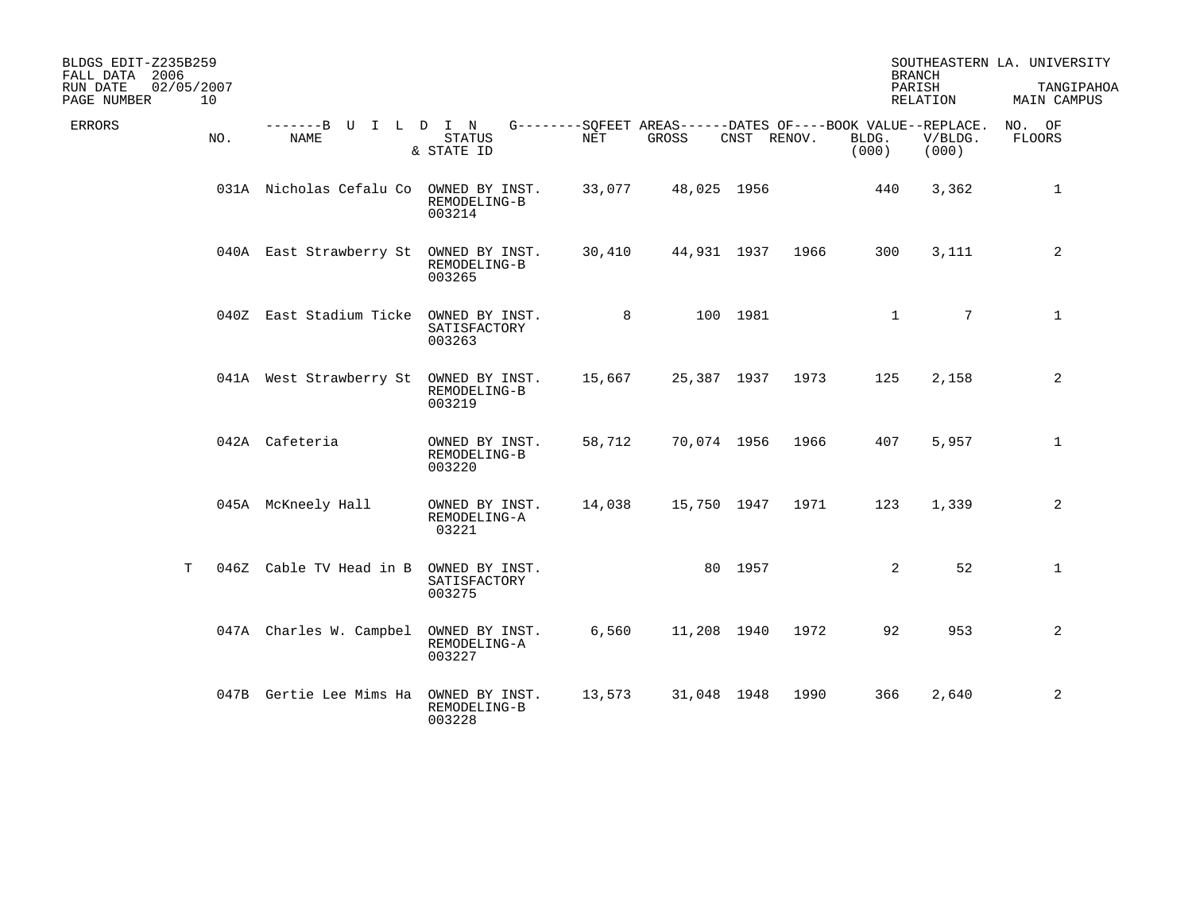BLDGS EDIT-Z235B259
FALL DATA 2006
RUN DATE 02/05/2007
PAGE NUMBER 10

SOUTHEASTERN LA. UNIVERSITY
BRANCH
PARISH TANGIPAHOA
RELATION MAIN CAMPUS

| ERRORS | NO. | BUILDING NAME | STATUS & STATE ID | SQFEET AREAS NET | GROSS | DATES OF CNST | RENOV. | BOOK VALUE BLDG. (000) | REPLACE. V/BLDG. (000) | NO. OF FLOORS |
|---|---|---|---|---|---|---|---|---|---|---|
| | 031A | Nicholas Cefalu Co | OWNED BY INST. REMODELING-B 003214 | 33,077 | 48,025 | 1956 | | 440 | 3,362 | 1 |
| | 040A | East Strawberry St | OWNED BY INST. REMODELING-B 003265 | 30,410 | 44,931 | 1937 | 1966 | 300 | 3,111 | 2 |
| | 040Z | East Stadium Ticke | OWNED BY INST. SATISFACTORY 003263 | 8 | 100 | 1981 | | 1 | 7 | 1 |
| | 041A | West Strawberry St | OWNED BY INST. REMODELING-B 003219 | 15,667 | 25,387 | 1937 | 1973 | 125 | 2,158 | 2 |
| | 042A | Cafeteria | OWNED BY INST. REMODELING-B 003220 | 58,712 | 70,074 | 1956 | 1966 | 407 | 5,957 | 1 |
| | 045A | McKneely Hall | OWNED BY INST. REMODELING-A 03221 | 14,038 | 15,750 | 1947 | 1971 | 123 | 1,339 | 2 |
| T | 046Z | Cable TV Head in B | OWNED BY INST. SATISFACTORY 003275 | | 80 | 1957 | | 2 | 52 | 1 |
| | 047A | Charles W. Campbel | OWNED BY INST. REMODELING-A 003227 | 6,560 | 11,208 | 1940 | 1972 | 92 | 953 | 2 |
| | 047B | Gertie Lee Mims Ha | OWNED BY INST. REMODELING-B 003228 | 13,573 | 31,048 | 1948 | 1990 | 366 | 2,640 | 2 |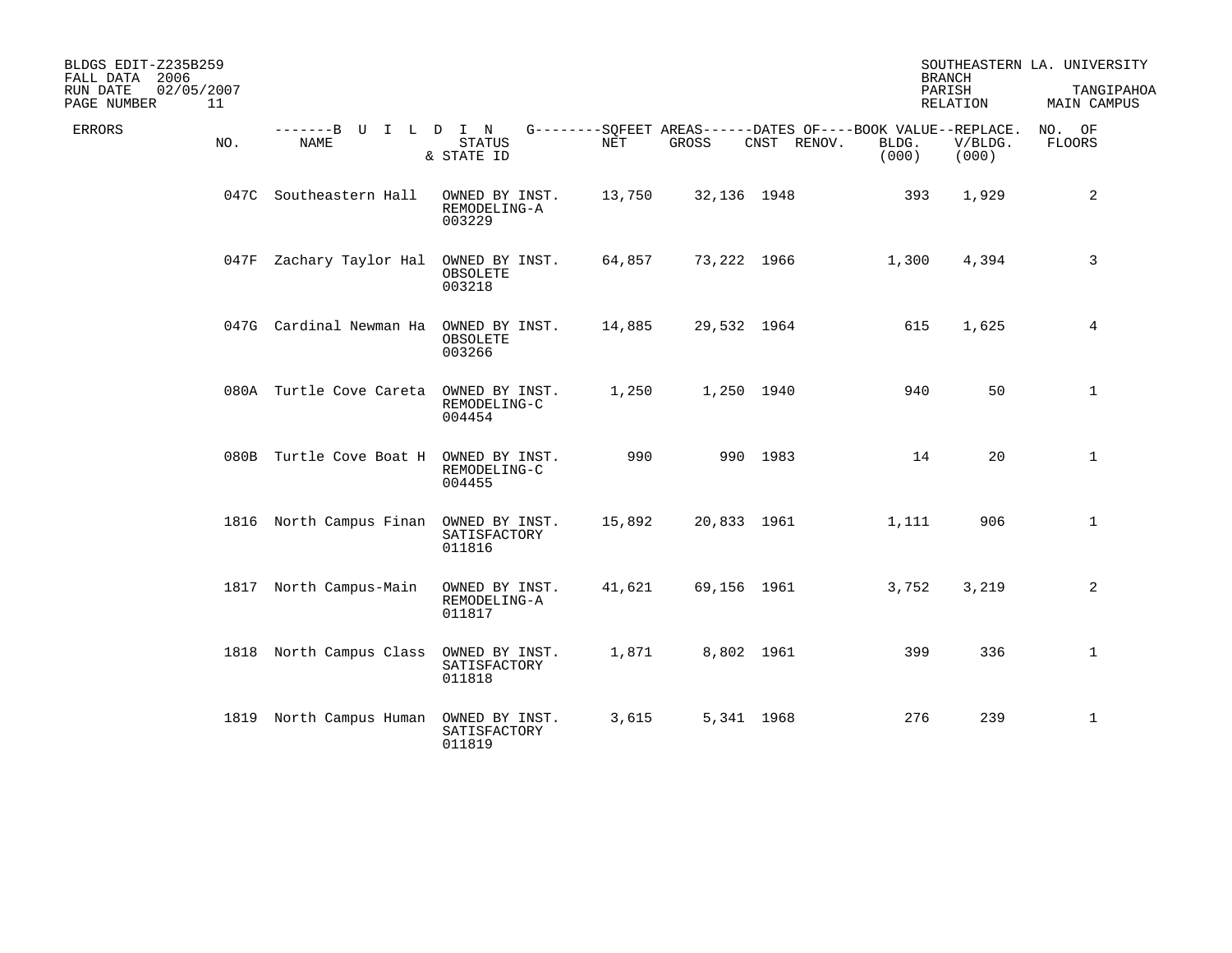BLDGS EDIT-Z235B259
FALL DATA 2006
RUN DATE 02/05/2007

SOUTHEASTERN LA. UNIVERSITY
BRANCH
PARISH TANGIPAHOA
RELATION MAIN CAMPUS

| ERRORS | NO. | NAME | STATUS & STATE ID | NET | GROSS | CNST | RENOV. | BLDG. (000) | V/BLDG. (000) | NO. OF FLOORS |
|---|---|---|---|---|---|---|---|---|---|---|
| | 047C | Southeastern Hall | OWNED BY INST. REMODELING-A 003229 | 13,750 | 32,136 | 1948 | | 393 | 1,929 | 2 |
| | 047F | Zachary Taylor Hal | OWNED BY INST. OBSOLETE 003218 | 64,857 | 73,222 | 1966 | | 1,300 | 4,394 | 3 |
| | 047G | Cardinal Newman Ha | OWNED BY INST. OBSOLETE 003266 | 14,885 | 29,532 | 1964 | | 615 | 1,625 | 4 |
| | 080A | Turtle Cove Careta | OWNED BY INST. REMODELING-C 004454 | 1,250 | 1,250 | 1940 | | 940 | 50 | 1 |
| | 080B | Turtle Cove Boat H | OWNED BY INST. REMODELING-C 004455 | 990 | 990 | 1983 | | 14 | 20 | 1 |
| | 1816 | North Campus Finan | OWNED BY INST. SATISFACTORY 011816 | 15,892 | 20,833 | 1961 | | 1,111 | 906 | 1 |
| | 1817 | North Campus-Main | OWNED BY INST. REMODELING-A 011817 | 41,621 | 69,156 | 1961 | | 3,752 | 3,219 | 2 |
| | 1818 | North Campus Class | OWNED BY INST. SATISFACTORY 011818 | 1,871 | 8,802 | 1961 | | 399 | 336 | 1 |
| | 1819 | North Campus Human | OWNED BY INST. SATISFACTORY 011819 | 3,615 | 5,341 | 1968 | | 276 | 239 | 1 |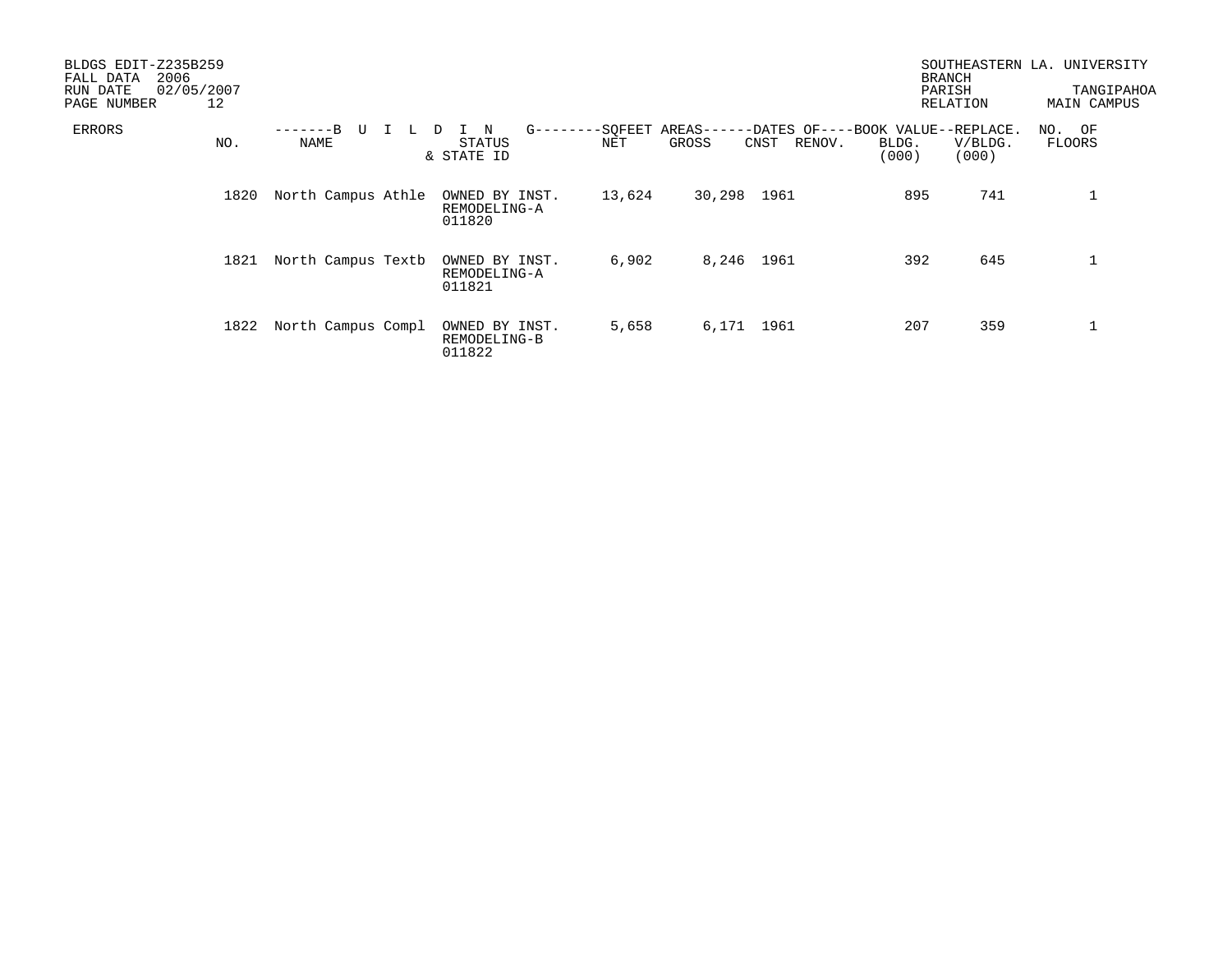BLDGS EDIT-Z235B259
FALL DATA 2006
RUN DATE 02/05/2007
PAGE NUMBER 12

SOUTHEASTERN LA. UNIVERSITY
BRANCH
PARISH TANGIPAHOA
RELATION MAIN CAMPUS

| ERRORS | NO. | BUILDING NAME | STATUS & STATE ID | SQFEET AREAS NET | SQFEET AREAS GROSS | DATES OF CNST | DATES OF RENOV. | BOOK VALUE BLDG. (000) | REPLACE. V/BLDG. (000) | NO. OF FLOORS |
|---|---|---|---|---|---|---|---|---|---|---|
| | 1820 | North Campus Athle | OWNED BY INST. REMODELING-A 011820 | 13,624 | 30,298 | 1961 | | 895 | 741 | 1 |
| | 1821 | North Campus Textb | OWNED BY INST. REMODELING-A 011821 | 6,902 | 8,246 | 1961 | | 392 | 645 | 1 |
| | 1822 | North Campus Compl | OWNED BY INST. REMODELING-B 011822 | 5,658 | 6,171 | 1961 | | 207 | 359 | 1 |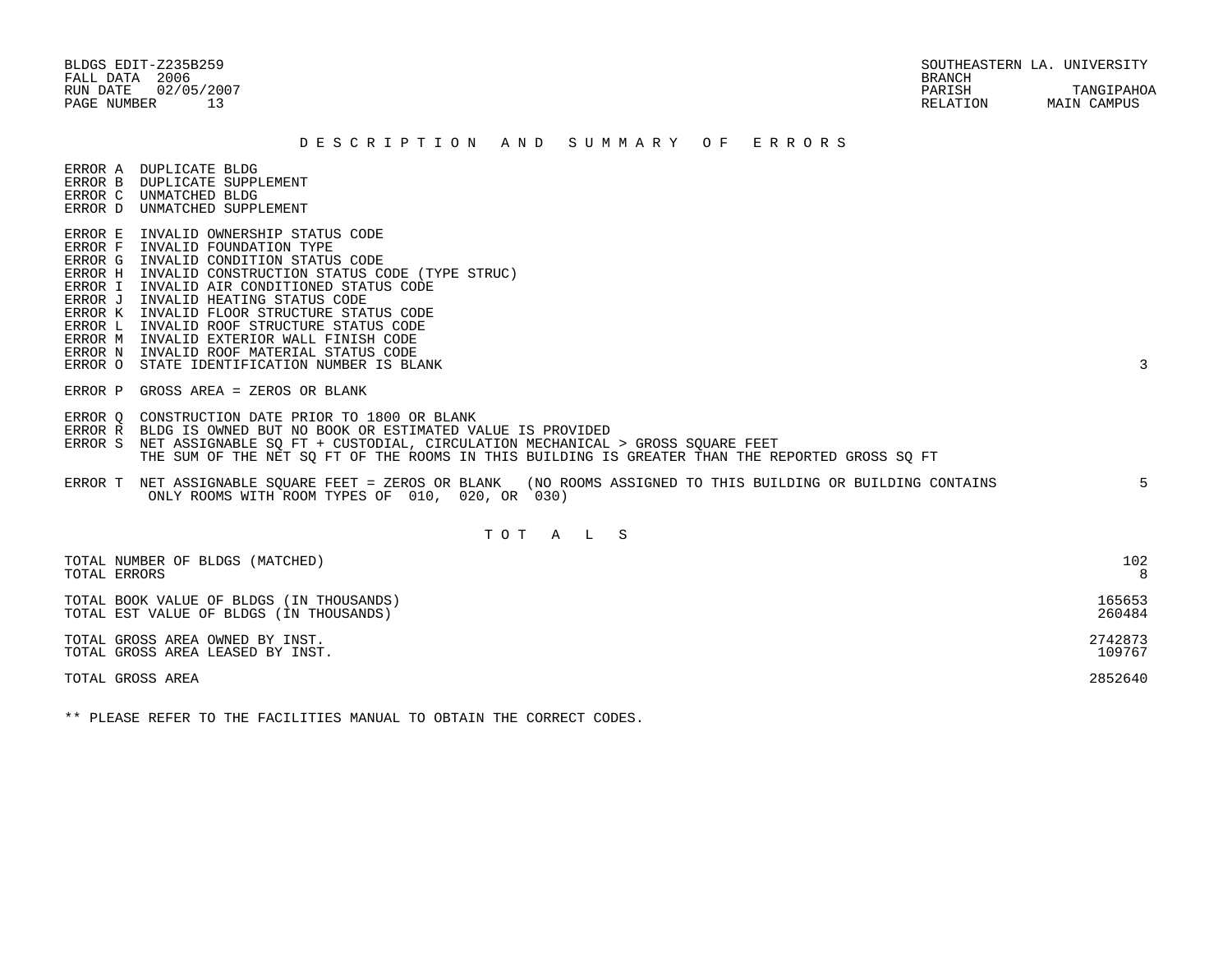BLDGS EDIT-Z235B259
FALL DATA 2006
RUN DATE 02/05/2007

SOUTHEASTERN LA. UNIVERSITY
BRANCH
PARISH TANGIPAHOA
RELATION MAIN CAMPUS

# D E S C R I P T I O N   A N D   S U M M A R Y   O F   E R R O R S

| | | |
|---|---|---|
| ERROR A | DUPLICATE BLDG | |
| ERROR B | DUPLICATE SUPPLEMENT | |
| ERROR C | UNMATCHED BLDG | |
| ERROR D | UNMATCHED SUPPLEMENT | |
| ERROR E | INVALID OWNERSHIP STATUS CODE | |
| ERROR F | INVALID FOUNDATION TYPE | |
| ERROR G | INVALID CONDITION STATUS CODE | |
| ERROR H | INVALID CONSTRUCTION STATUS CODE (TYPE STRUC) | |
| ERROR I | INVALID AIR CONDITIONED STATUS CODE | |
| ERROR J | INVALID HEATING STATUS CODE | |
| ERROR K | INVALID FLOOR STRUCTURE STATUS CODE | |
| ERROR L | INVALID ROOF STRUCTURE STATUS CODE | |
| ERROR M | INVALID EXTERIOR WALL FINISH CODE | |
| ERROR N | INVALID ROOF MATERIAL STATUS CODE | |
| ERROR O | STATE IDENTIFICATION NUMBER IS BLANK | 3 |
| ERROR P | GROSS AREA = ZEROS OR BLANK | |
| ERROR Q | CONSTRUCTION DATE PRIOR TO 1800 OR BLANK | |
| ERROR R | BLDG IS OWNED BUT NO BOOK OR ESTIMATED VALUE IS PROVIDED | |
| ERROR S | NET ASSIGNABLE SQ FT + CUSTODIAL, CIRCULATION MECHANICAL > GROSS SQUARE FEET THE SUM OF THE NET SQ FT OF THE ROOMS IN THIS BUILDING IS GREATER THAN THE REPORTED GROSS SQ FT | |
| ERROR T | NET ASSIGNABLE SQUARE FEET = ZEROS OR BLANK (NO ROOMS ASSIGNED TO THIS BUILDING OR BUILDING CONTAINS ONLY ROOMS WITH ROOM TYPES OF 010, 020, OR 030) | 5 |

## T O T A L S

| | |
|---|---|
| TOTAL NUMBER OF BLDGS (MATCHED) | 102 |
| TOTAL ERRORS | 8 |
| TOTAL BOOK VALUE OF BLDGS (IN THOUSANDS) | 165653 |
| TOTAL EST VALUE OF BLDGS (IN THOUSANDS) | 260484 |
| TOTAL GROSS AREA OWNED BY INST. | 2742873 |
| TOTAL GROSS AREA LEASED BY INST. | 109767 |
| TOTAL GROSS AREA | 2852640 |

** PLEASE REFER TO THE FACILITIES MANUAL TO OBTAIN THE CORRECT CODES.